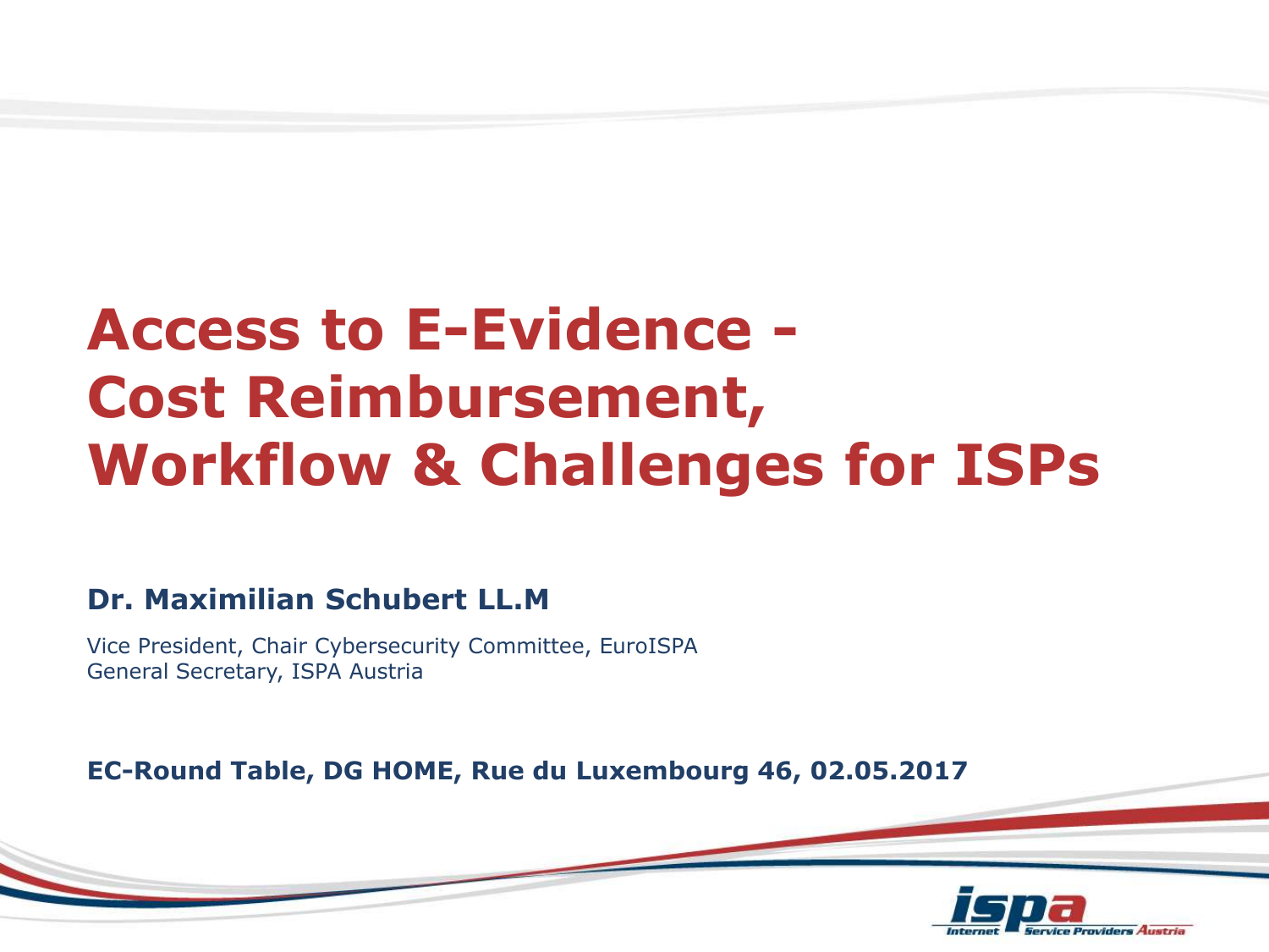# Access to E-Evidence - Cost Reimbursement, Workflow & Challenges for ISPs

**Dr. Maximilian Schubert LL.M**

Vice President, Chair Cybersecurity Committee, EuroISPA
General Secretary, ISPA Austria

**EC-Round Table, DG HOME, Rue du Luxembourg 46, 02.05.2017**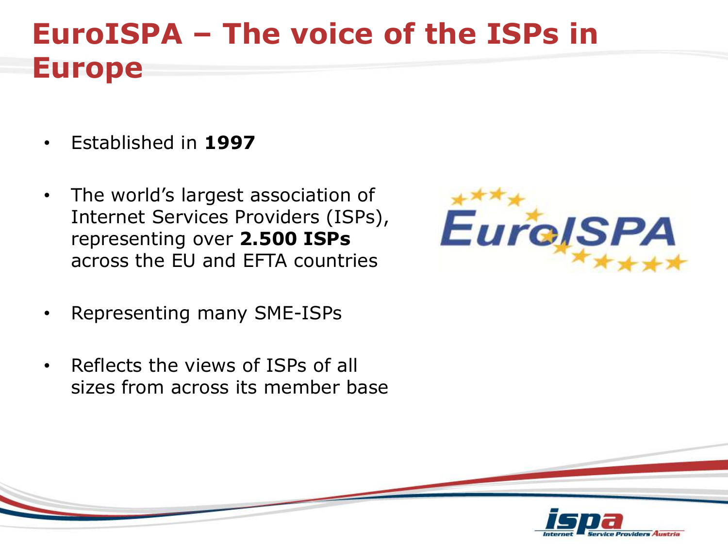# EuroISPA – The voice of the ISPs in Europe

- Established in **1997**
- The world's largest association of Internet Services Providers (ISPs), representing over **2.500 ISPs** across the EU and EFTA countries
- Representing many SME-ISPs
- Reflects the views of ISPs of all sizes from across its member base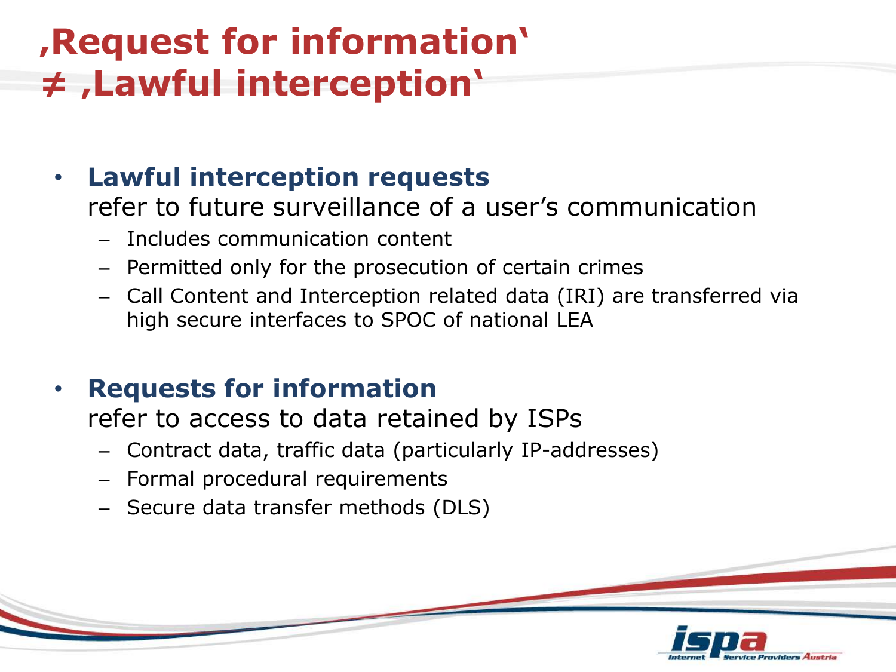# ‚Request for information‘ ≠ ‚Lawful interception‘

- **Lawful interception requests**
  refer to future surveillance of a user's communication
  - Includes communication content
  - Permitted only for the prosecution of certain crimes
  - Call Content and Interception related data (IRI) are transferred via high secure interfaces to SPOC of national LEA

- **Requests for information**
  refer to access to data retained by ISPs
  - Contract data, traffic data (particularly IP-addresses)
  - Formal procedural requirements
  - Secure data transfer methods (DLS)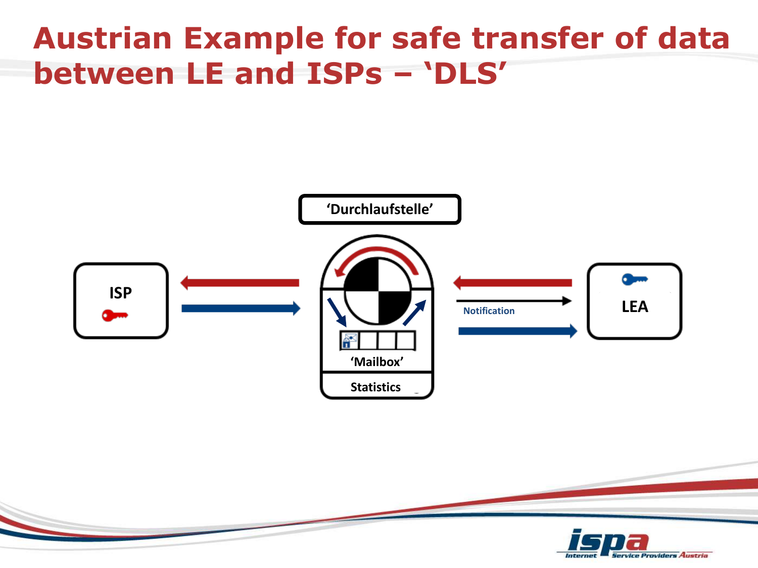# Austrian Example for safe transfer of data between LE and ISPs – 'DLS'

'Durchlaufstelle'

ISP

'Mailbox'

Statistics

Notification

LEA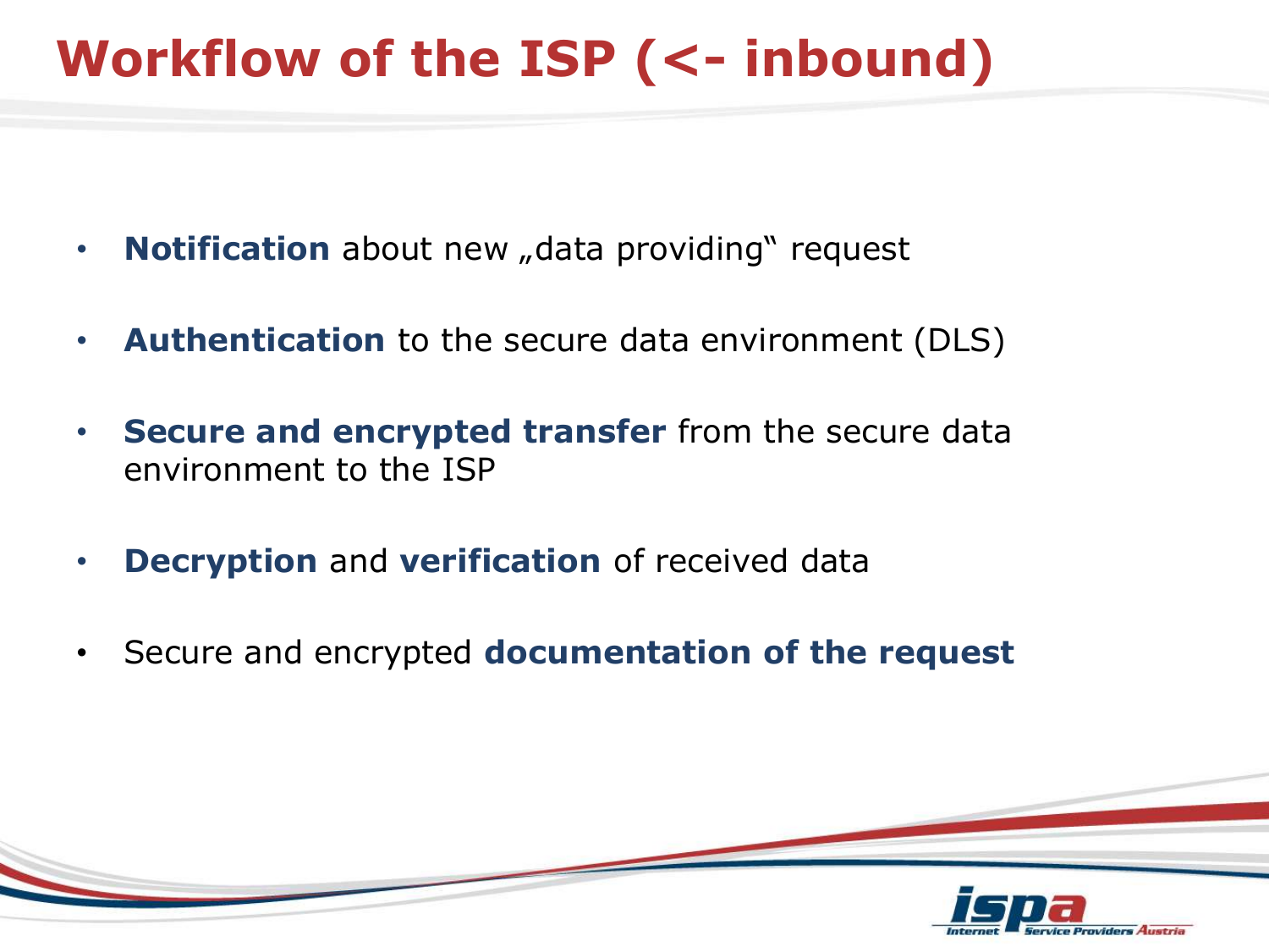# Workflow of the ISP (<- inbound)

- **Notification** about new „data providing" request
- **Authentication** to the secure data environment (DLS)
- **Secure and encrypted transfer** from the secure data environment to the ISP
- **Decryption** and **verification** of received data
- Secure and encrypted **documentation of the request**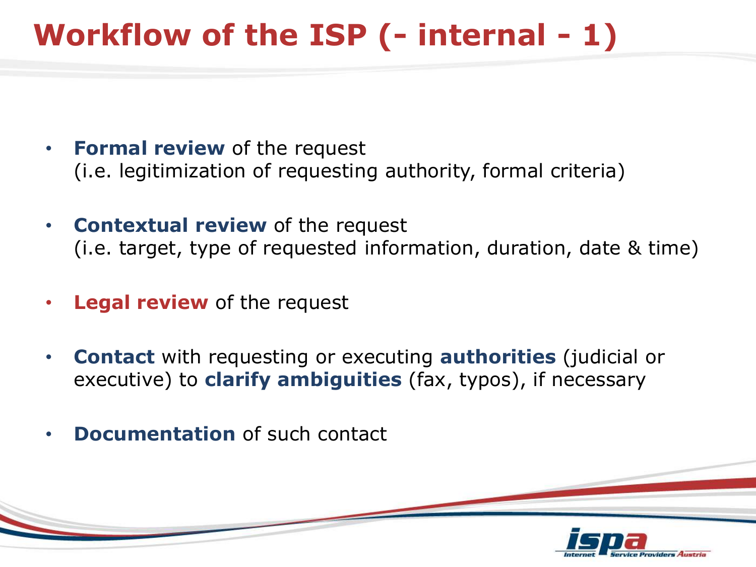# Workflow of the ISP (- internal - 1)

- **Formal review** of the request
  (i.e. legitimization of requesting authority, formal criteria)

- **Contextual review** of the request
  (i.e. target, type of requested information, duration, date & time)

- **Legal review** of the request

- **Contact** with requesting or executing **authorities** (judicial or executive) to **clarify ambiguities** (fax, typos), if necessary

- **Documentation** of such contact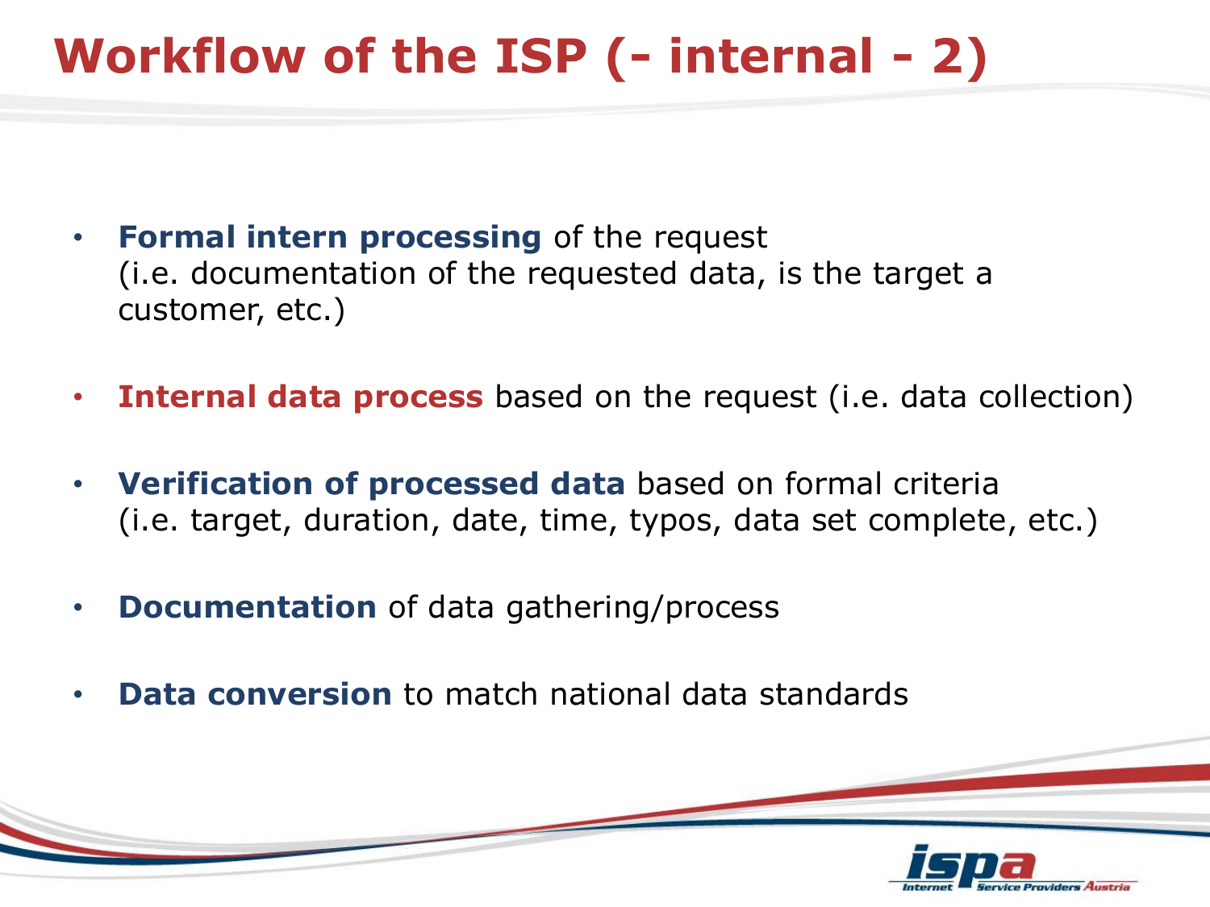# Workflow of the ISP (- internal - 2)

- **Formal intern processing** of the request
  (i.e. documentation of the requested data, is the target a customer, etc.)
- **Internal data process** based on the request (i.e. data collection)
- **Verification of processed data** based on formal criteria
  (i.e. target, duration, date, time, typos, data set complete, etc.)
- **Documentation** of data gathering/process
- **Data conversion** to match national data standards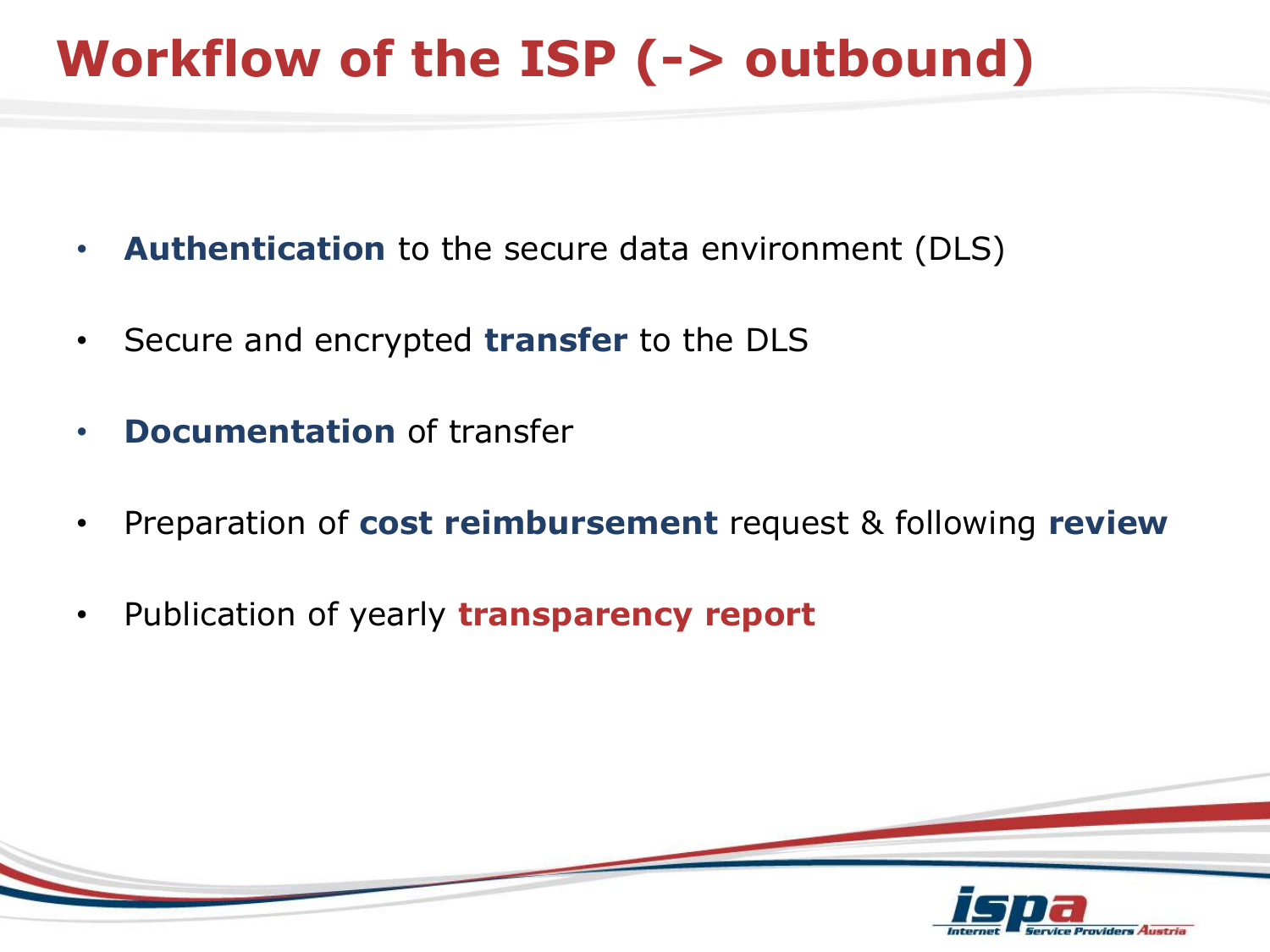# Workflow of the ISP (-> outbound)

- **Authentication** to the secure data environment (DLS)
- Secure and encrypted **transfer** to the DLS
- **Documentation** of transfer
- Preparation of **cost reimbursement** request & following **review**
- Publication of yearly **transparency report**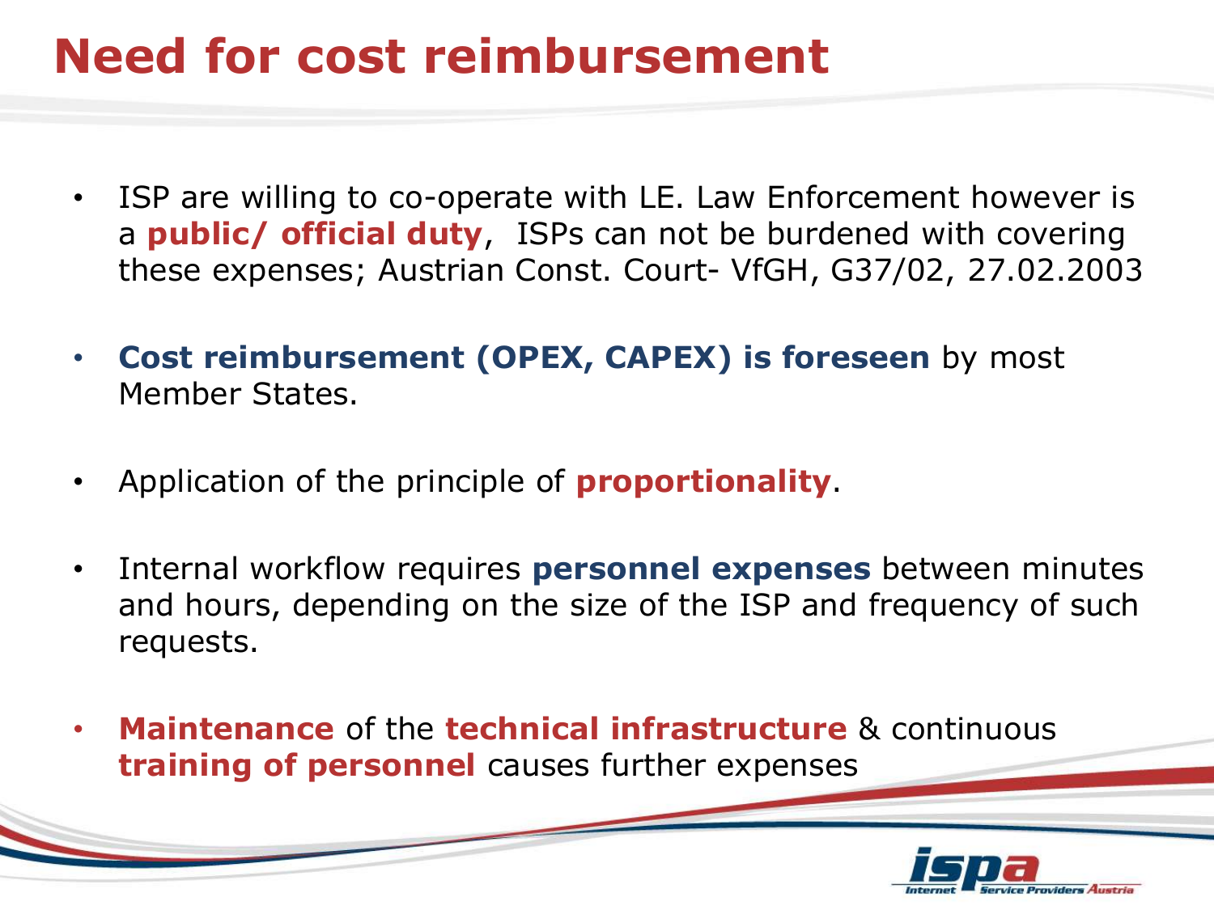# Need for cost reimbursement

- ISP are willing to co-operate with LE. Law Enforcement however is a **public/ official duty**, ISPs can not be burdened with covering these expenses; Austrian Const. Court- VfGH, G37/02, 27.02.2003
- **Cost reimbursement (OPEX, CAPEX) is foreseen** by most Member States.
- Application of the principle of **proportionality**.
- Internal workflow requires **personnel expenses** between minutes and hours, depending on the size of the ISP and frequency of such requests.
- **Maintenance** of the **technical infrastructure** & continuous **training of personnel** causes further expenses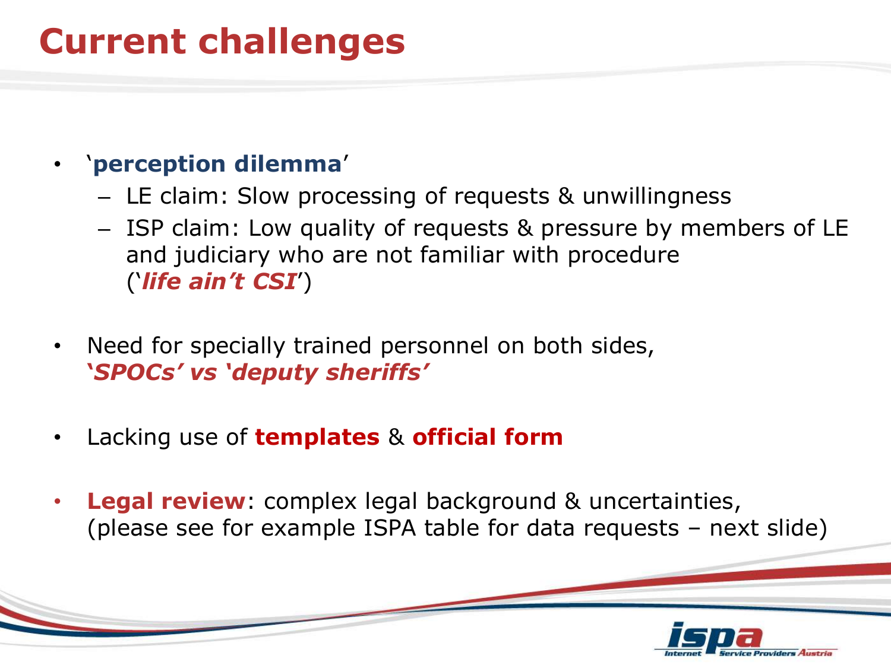# Current challenges

- '**perception dilemma**'
  - LE claim: Slow processing of requests & unwillingness
  - ISP claim: Low quality of requests & pressure by members of LE and judiciary who are not familiar with procedure ('***life ain't CSI***')
- Need for specially trained personnel on both sides, ***'SPOCs' vs 'deputy sheriffs'***
- Lacking use of **templates** & **official form**
- **Legal review**: complex legal background & uncertainties, (please see for example ISPA table for data requests – next slide)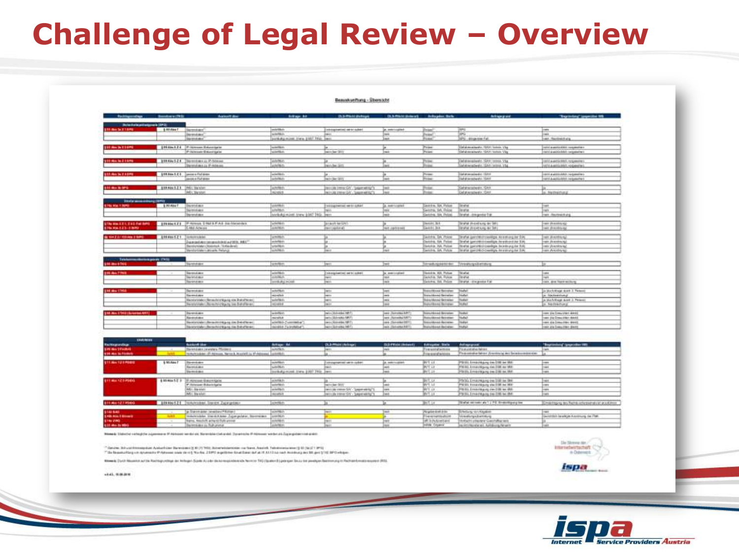# Challenge of Legal Review – Overview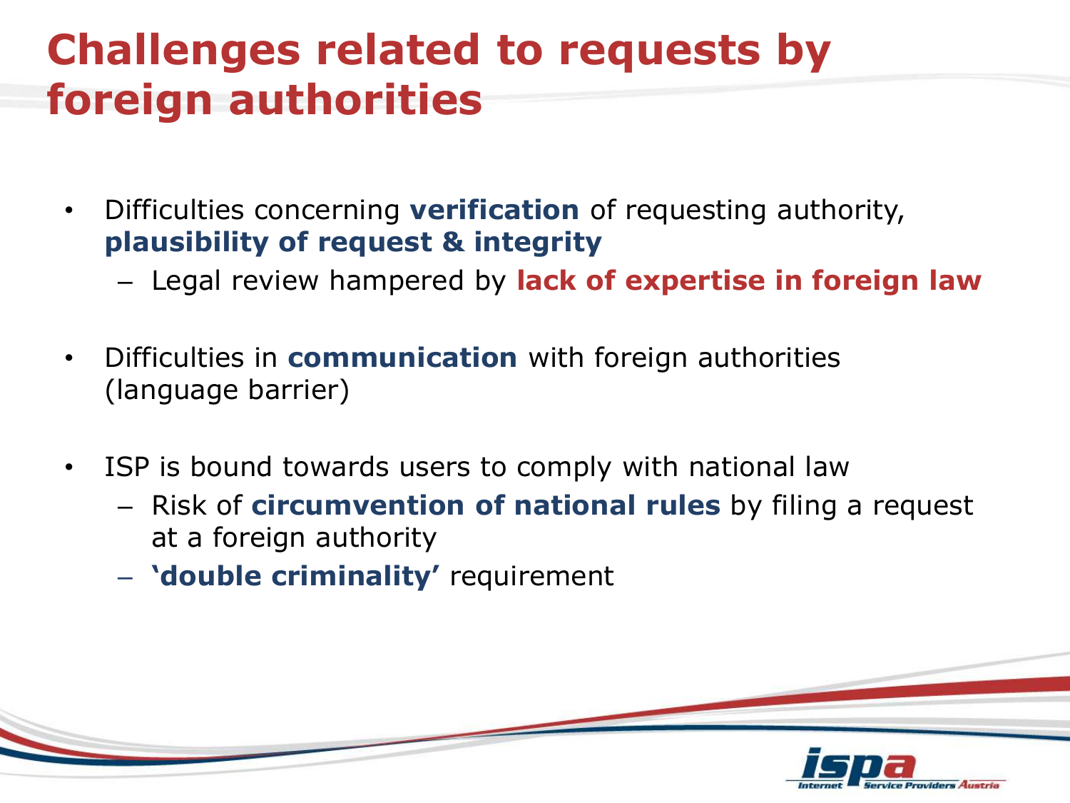# Challenges related to requests by foreign authorities

- Difficulties concerning **verification** of requesting authority, **plausibility of request & integrity**
  - Legal review hampered by **lack of expertise in foreign law**
- Difficulties in **communication** with foreign authorities (language barrier)
- ISP is bound towards users to comply with national law
  - Risk of **circumvention of national rules** by filing a request at a foreign authority
  - **'double criminality'** requirement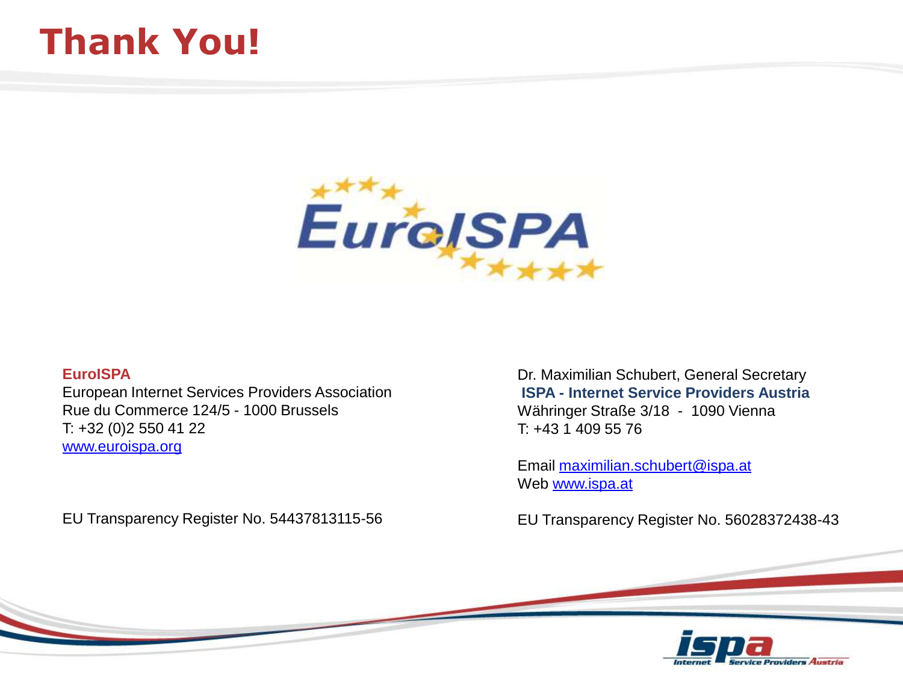# Thank You!

**EuroISPA**
European Internet Services Providers Association
Rue du Commerce 124/5 - 1000 Brussels
T: +32 (0)2 550 41 22
www.euroispa.org

EU Transparency Register No. 54437813115-56

Dr. Maximilian Schubert, General Secretary
**ISPA - Internet Service Providers Austria**
Währinger Straße 3/18 - 1090 Vienna
T: +43 1 409 55 76

Email maximilian.schubert@ispa.at
Web www.ispa.at

EU Transparency Register No. 56028372438-43